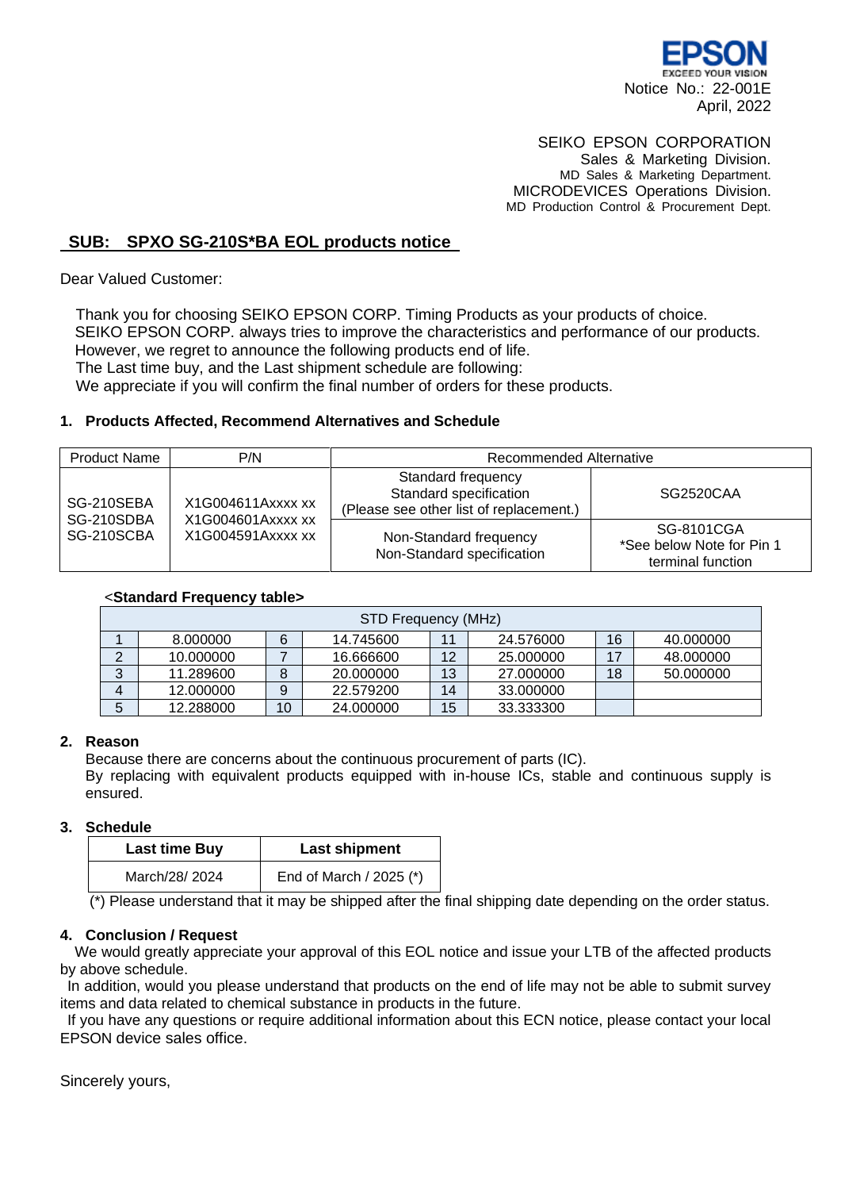EPSON
EXCEED YOUR VISION

Notice No.: 22-001E
April, 2022

SEIKO EPSON CORPORATION
Sales & Marketing Division.
MD Sales & Marketing Department.
MICRODEVICES Operations Division.
MD Production Control & Procurement Dept.

## SUB: SPXO SG-210S*BA EOL products notice

Dear Valued Customer:

Thank you for choosing SEIKO EPSON CORP. Timing Products as your products of choice.
SEIKO EPSON CORP. always tries to improve the characteristics and performance of our products.
However, we regret to announce the following products end of life.
The Last time buy, and the Last shipment schedule are following:
We appreciate if you will confirm the final number of orders for these products.

### 1. Products Affected, Recommend Alternatives and Schedule

| Product Name | P/N | Recommended Alternative | |
|---|---|---|---|
| SG-210SEBA<br>SG-210SDBA<br>SG-210SCBA | X1G004611Axxxx xx<br>X1G004601Axxxx xx<br>X1G004591Axxxx xx | Standard frequency<br>Standard specification<br>(Please see other list of replacement.) | SG2520CAA |
| | | Non-Standard frequency<br>Non-Standard specification | SG-8101CGA<br>*See below Note for Pin 1 terminal function |

<**Standard Frequency table>**

| STD Frequency (MHz) | | | | | | | |
|---|---|---|---|---|---|---|---|
| 1 | 8.000000 | 6 | 14.745600 | 11 | 24.576000 | 16 | 40.000000 |
| 2 | 10.000000 | 7 | 16.666600 | 12 | 25.000000 | 17 | 48.000000 |
| 3 | 11.289600 | 8 | 20.000000 | 13 | 27.000000 | 18 | 50.000000 |
| 4 | 12.000000 | 9 | 22.579200 | 14 | 33.000000 | | |
| 5 | 12.288000 | 10 | 24.000000 | 15 | 33.333300 | | |

### 2. Reason

Because there are concerns about the continuous procurement of parts (IC).
By replacing with equivalent products equipped with in-house ICs, stable and continuous supply is ensured.

### 3. Schedule

| Last time Buy | Last shipment |
|---|---|
| March/28/ 2024 | End of March / 2025 (*) |

(*) Please understand that it may be shipped after the final shipping date depending on the order status.

### 4. Conclusion / Request

We would greatly appreciate your approval of this EOL notice and issue your LTB of the affected products by above schedule.

In addition, would you please understand that products on the end of life may not be able to submit survey items and data related to chemical substance in products in the future.

If you have any questions or require additional information about this ECN notice, please contact your local EPSON device sales office.

Sincerely yours,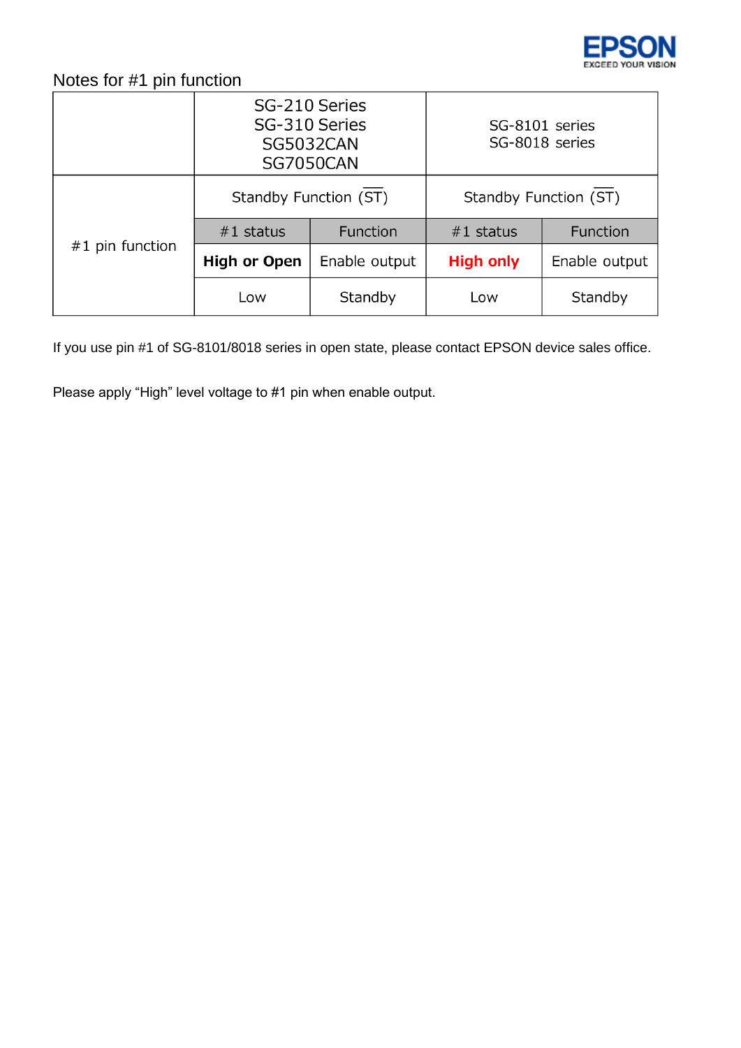# Notes for #1 pin function

| | SG-210 Series<br>SG-310 Series<br>SG5032CAN<br>SG7050CAN | | SG-8101 series<br>SG-8018 series | |
|---|---|---|---|---|
| #1 pin function | Standby Function ($\overline{ST}$) | | Standby Function ($\overline{ST}$) | |
| | #1 status | Function | #1 status | Function |
| | **High or Open** | Enable output | **High only** | Enable output |
| | Low | Standby | Low | Standby |

If you use pin #1 of SG-8101/8018 series in open state, please contact EPSON device sales office.

Please apply “High” level voltage to #1 pin when enable output.